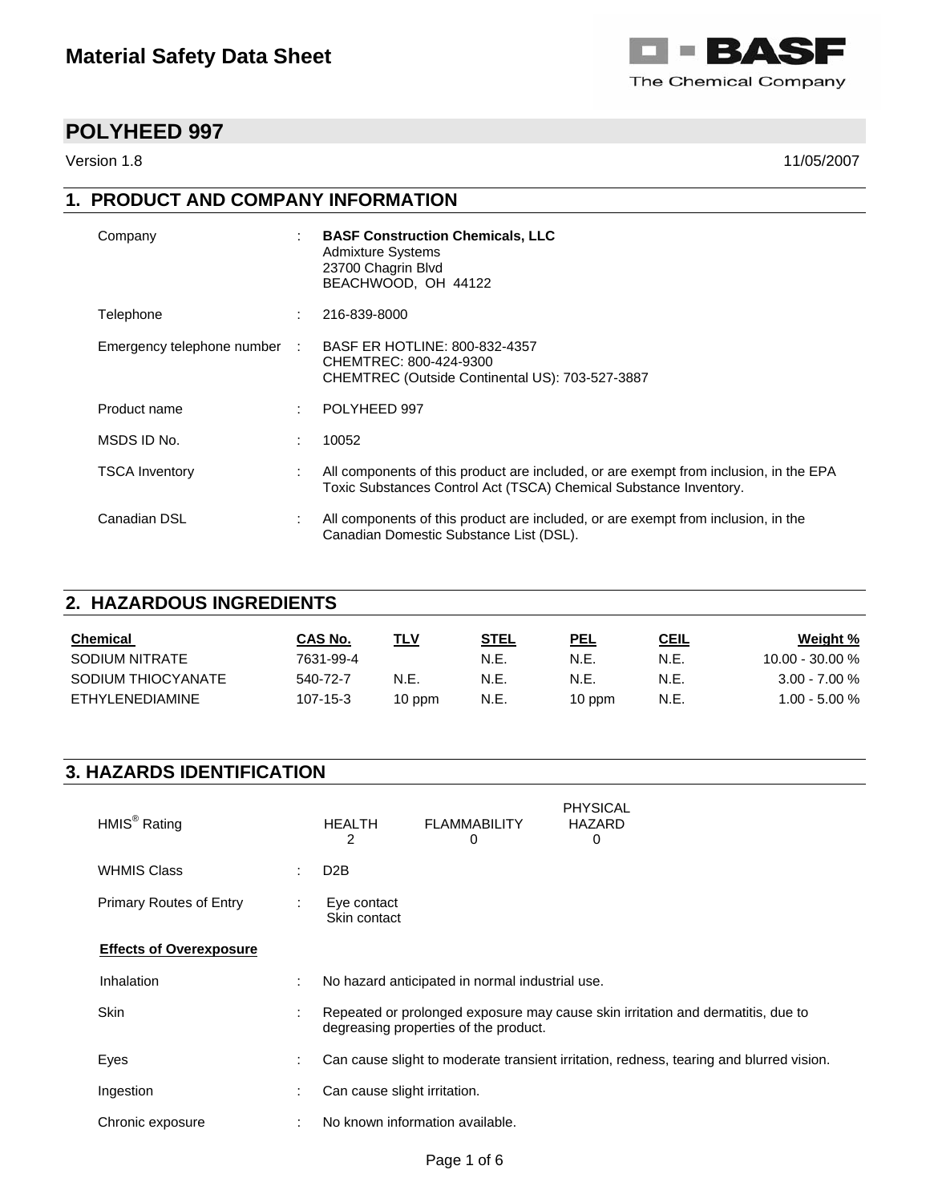# Material Safety Data Sheet

BASF
The Chemical Company

## POLYHEED 997

Version 1.8 11/05/2007

## 1. PRODUCT AND COMPANY INFORMATION

| | | |
|---|---|---|
| Company | : | **BASF Construction Chemicals, LLC**<br>Admixture Systems<br>23700 Chagrin Blvd<br>BEACHWOOD, OH 44122 |
| Telephone | : | 216-839-8000 |
| Emergency telephone number | : | BASF ER HOTLINE: 800-832-4357<br>CHEMTREC: 800-424-9300<br>CHEMTREC (Outside Continental US): 703-527-3887 |
| Product name | : | POLYHEED 997 |
| MSDS ID No. | : | 10052 |
| TSCA Inventory | : | All components of this product are included, or are exempt from inclusion, in the EPA Toxic Substances Control Act (TSCA) Chemical Substance Inventory. |
| Canadian DSL | : | All components of this product are included, or are exempt from inclusion, in the Canadian Domestic Substance List (DSL). |

## 2. HAZARDOUS INGREDIENTS

| Chemical | CAS No. | TLV | STEL | PEL | CEIL | Weight % |
|---|---|---|---|---|---|---|
| SODIUM NITRATE | 7631-99-4 | | N.E. | N.E. | N.E. | 10.00 - 30.00 % |
| SODIUM THIOCYANATE | 540-72-7 | N.E. | N.E. | N.E. | N.E. | 3.00 - 7.00 % |
| ETHYLENEDIAMINE | 107-15-3 | 10 ppm | N.E. | 10 ppm | N.E. | 1.00 - 5.00 % |

## 3. HAZARDS IDENTIFICATION

| | HEALTH | FLAMMABILITY | PHYSICAL HAZARD |
|---|---|---|---|
| HMIS® Rating | 2 | 0 | 0 |

| | | |
|---|---|---|
| WHMIS Class | : | D2B |
| Primary Routes of Entry | : | Eye contact<br>Skin contact |

**Effects of Overexposure**

| | | |
|---|---|---|
| Inhalation | : | No hazard anticipated in normal industrial use. |
| Skin | : | Repeated or prolonged exposure may cause skin irritation and dermatitis, due to degreasing properties of the product. |
| Eyes | : | Can cause slight to moderate transient irritation, redness, tearing and blurred vision. |
| Ingestion | : | Can cause slight irritation. |
| Chronic exposure | : | No known information available. |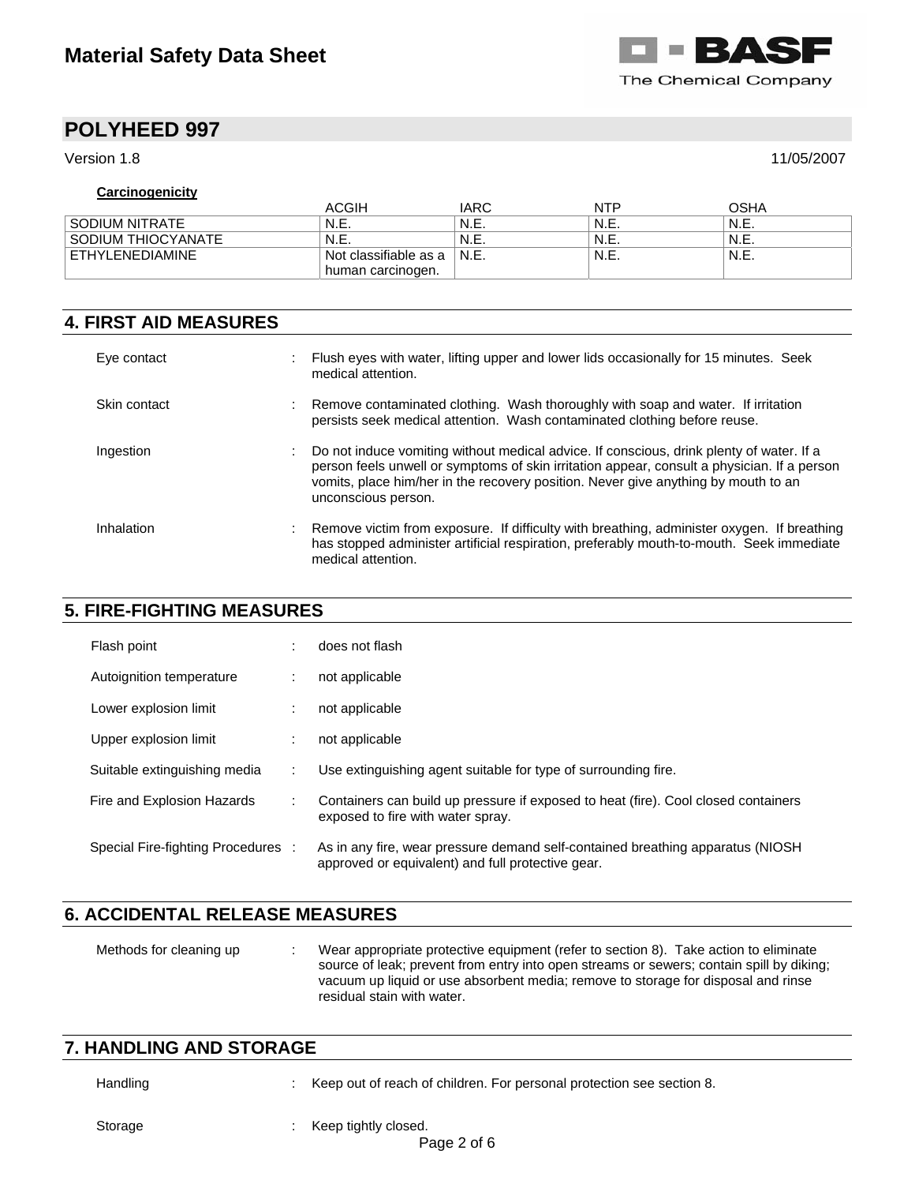**Carcinogenicity**

| | ACGIH | IARC | NTP | OSHA |
|---|---|---|---|---|
| SODIUM NITRATE | N.E. | N.E. | N.E. | N.E. |
| SODIUM THIOCYANATE | N.E. | N.E. | N.E. | N.E. |
| ETHYLENEDIAMINE | Not classifiable as a human carcinogen. | N.E. | N.E. | N.E. |

## 4. FIRST AID MEASURES

Eye contact : Flush eyes with water, lifting upper and lower lids occasionally for 15 minutes. Seek medical attention.

Skin contact : Remove contaminated clothing. Wash thoroughly with soap and water. If irritation persists seek medical attention. Wash contaminated clothing before reuse.

Ingestion : Do not induce vomiting without medical advice. If conscious, drink plenty of water. If a person feels unwell or symptoms of skin irritation appear, consult a physician. If a person vomits, place him/her in the recovery position. Never give anything by mouth to an unconscious person.

Inhalation : Remove victim from exposure. If difficulty with breathing, administer oxygen. If breathing has stopped administer artificial respiration, preferably mouth-to-mouth. Seek immediate medical attention.

## 5. FIRE-FIGHTING MEASURES

Flash point : does not flash

Autoignition temperature : not applicable

Lower explosion limit : not applicable

Upper explosion limit : not applicable

Suitable extinguishing media : Use extinguishing agent suitable for type of surrounding fire.

Fire and Explosion Hazards : Containers can build up pressure if exposed to heat (fire). Cool closed containers exposed to fire with water spray.

Special Fire-fighting Procedures : As in any fire, wear pressure demand self-contained breathing apparatus (NIOSH approved or equivalent) and full protective gear.

## 6. ACCIDENTAL RELEASE MEASURES

Methods for cleaning up : Wear appropriate protective equipment (refer to section 8). Take action to eliminate source of leak; prevent from entry into open streams or sewers; contain spill by diking; vacuum up liquid or use absorbent media; remove to storage for disposal and rinse residual stain with water.

## 7. HANDLING AND STORAGE

Handling : Keep out of reach of children. For personal protection see section 8.

Storage : Keep tightly closed.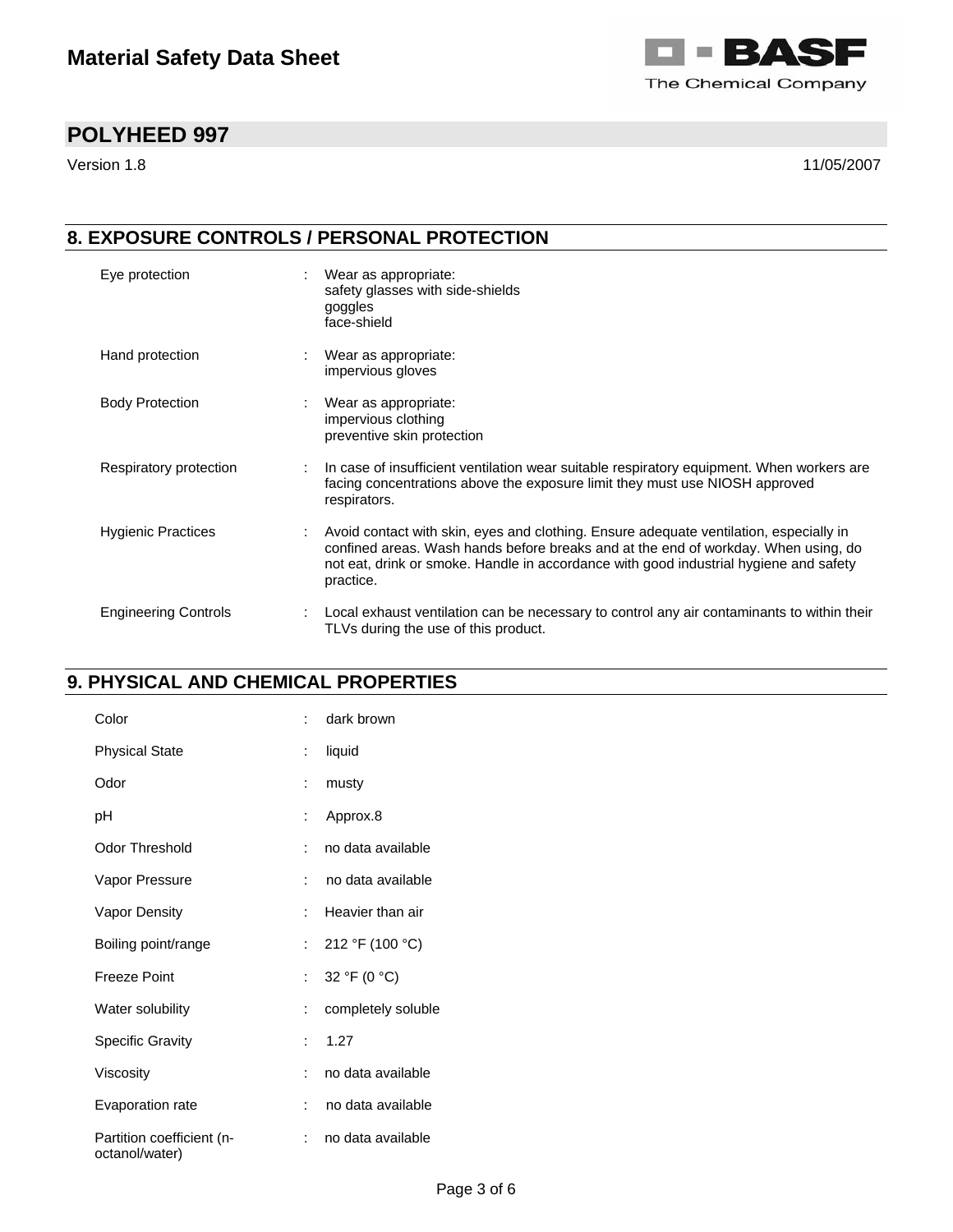# POLYHEED 997

Version 1.8 11/05/2007

## 8. EXPOSURE CONTROLS / PERSONAL PROTECTION

| | |
|---|---|
| Eye protection | : Wear as appropriate:<br>safety glasses with side-shields<br>goggles<br>face-shield |
| Hand protection | : Wear as appropriate:<br>impervious gloves |
| Body Protection | : Wear as appropriate:<br>impervious clothing<br>preventive skin protection |
| Respiratory protection | : In case of insufficient ventilation wear suitable respiratory equipment. When workers are facing concentrations above the exposure limit they must use NIOSH approved respirators. |
| Hygienic Practices | : Avoid contact with skin, eyes and clothing. Ensure adequate ventilation, especially in confined areas. Wash hands before breaks and at the end of workday. When using, do not eat, drink or smoke. Handle in accordance with good industrial hygiene and safety practice. |
| Engineering Controls | : Local exhaust ventilation can be necessary to control any air contaminants to within their TLVs during the use of this product. |

## 9. PHYSICAL AND CHEMICAL PROPERTIES

| | |
|---|---|
| Color | : dark brown |
| Physical State | : liquid |
| Odor | : musty |
| pH | : Approx.8 |
| Odor Threshold | : no data available |
| Vapor Pressure | : no data available |
| Vapor Density | : Heavier than air |
| Boiling point/range | : 212 °F (100 °C) |
| Freeze Point | : 32 °F (0 °C) |
| Water solubility | : completely soluble |
| Specific Gravity | : 1.27 |
| Viscosity | : no data available |
| Evaporation rate | : no data available |
| Partition coefficient (n-octanol/water) | : no data available |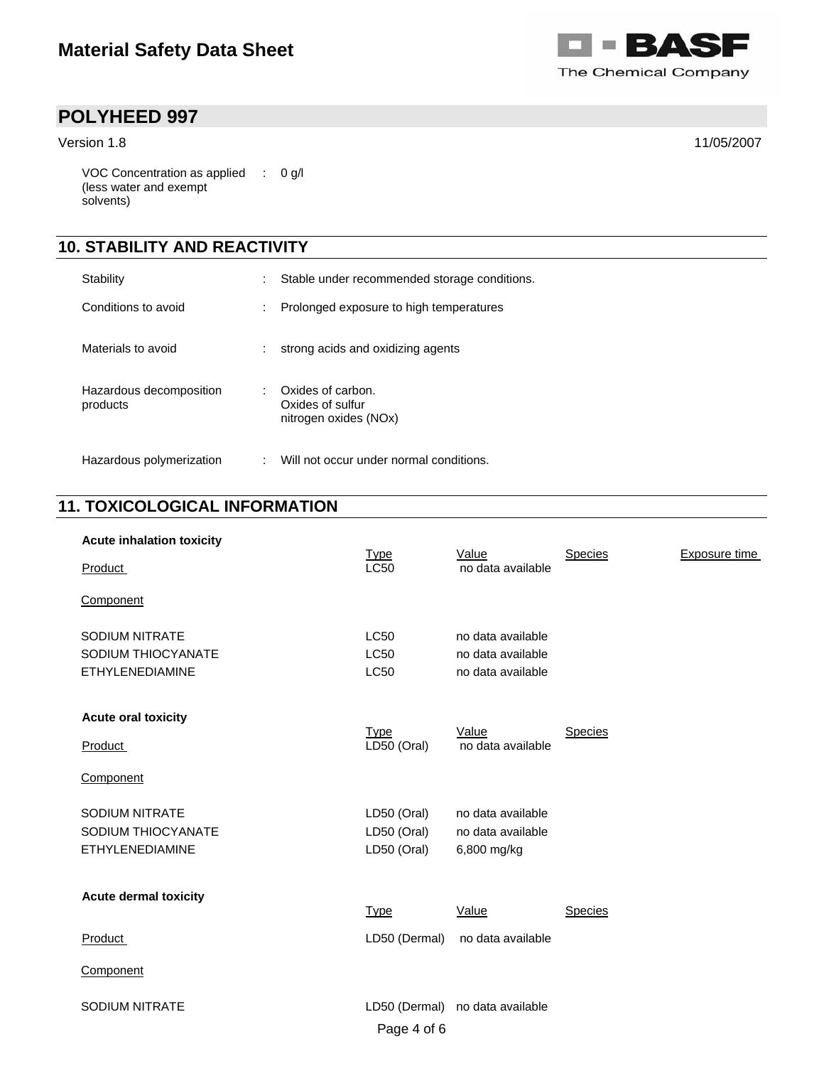VOC Concentration as applied (less water and exempt solvents) : 0 g/l

## 10. STABILITY AND REACTIVITY

| | | |
|---|---|---|
| Stability | : | Stable under recommended storage conditions. |
| Conditions to avoid | : | Prolonged exposure to high temperatures |
| Materials to avoid | : | strong acids and oxidizing agents |
| Hazardous decomposition products | : | Oxides of carbon.<br>Oxides of sulfur<br>nitrogen oxides (NOx) |
| Hazardous polymerization | : | Will not occur under normal conditions. |

## 11. TOXICOLOGICAL INFORMATION

**Acute inhalation toxicity**

| | Type | Value | Species | Exposure time |
|---|---|---|---|---|
| Product | LC50 | no data available | | |
| Component | | | | |
| SODIUM NITRATE | LC50 | no data available | | |
| SODIUM THIOCYANATE | LC50 | no data available | | |
| ETHYLENEDIAMINE | LC50 | no data available | | |

**Acute oral toxicity**

| | Type | Value | Species |
|---|---|---|---|
| Product | LD50 (Oral) | no data available | |
| Component | | | |
| SODIUM NITRATE | LD50 (Oral) | no data available | |
| SODIUM THIOCYANATE | LD50 (Oral) | no data available | |
| ETHYLENEDIAMINE | LD50 (Oral) | 6,800 mg/kg | |

**Acute dermal toxicity**

| | Type | Value | Species |
|---|---|---|---|
| Product | LD50 (Dermal) | no data available | |
| Component | | | |
| SODIUM NITRATE | LD50 (Dermal) | no data available | |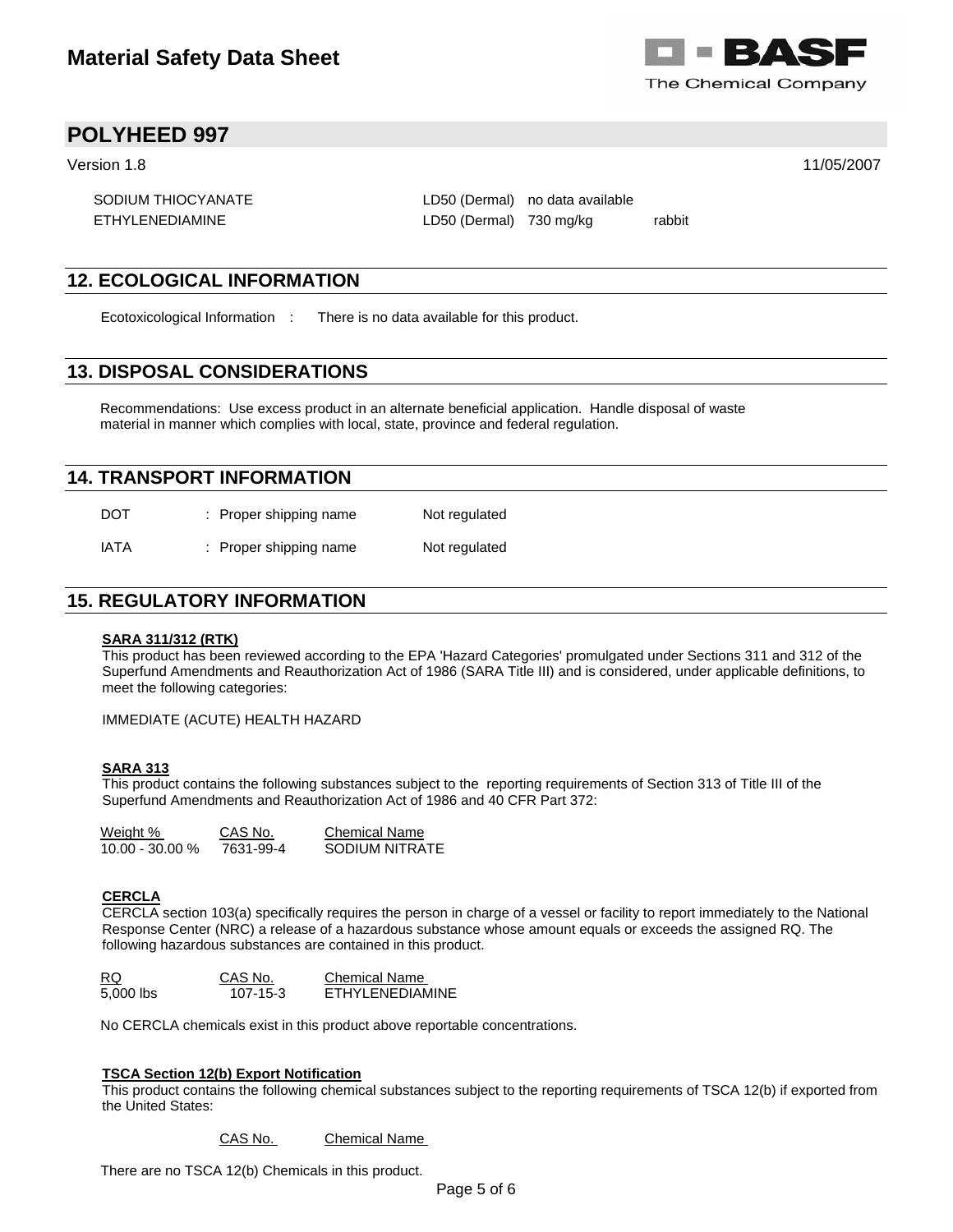| | | | |
|---|---|---|---|
| SODIUM THIOCYANATE | LD50 (Dermal) | no data available | |
| ETHYLENEDIAMINE | LD50 (Dermal) | 730 mg/kg | rabbit |

## 12. ECOLOGICAL INFORMATION

Ecotoxicological Information : There is no data available for this product.

## 13. DISPOSAL CONSIDERATIONS

Recommendations: Use excess product in an alternate beneficial application. Handle disposal of waste material in manner which complies with local, state, province and federal regulation.

## 14. TRANSPORT INFORMATION

| | | |
|---|---|---|
| DOT | : Proper shipping name | Not regulated |
| IATA | : Proper shipping name | Not regulated |

## 15. REGULATORY INFORMATION

**SARA 311/312 (RTK)**

This product has been reviewed according to the EPA 'Hazard Categories' promulgated under Sections 311 and 312 of the Superfund Amendments and Reauthorization Act of 1986 (SARA Title III) and is considered, under applicable definitions, to meet the following categories:

IMMEDIATE (ACUTE) HEALTH HAZARD

**SARA 313**

This product contains the following substances subject to the reporting requirements of Section 313 of Title III of the Superfund Amendments and Reauthorization Act of 1986 and 40 CFR Part 372:

| Weight % | CAS No. | Chemical Name |
|---|---|---|
| 10.00 - 30.00 % | 7631-99-4 | SODIUM NITRATE |

**CERCLA**

CERCLA section 103(a) specifically requires the person in charge of a vessel or facility to report immediately to the National Response Center (NRC) a release of a hazardous substance whose amount equals or exceeds the assigned RQ. The following hazardous substances are contained in this product.

| RQ | CAS No. | Chemical Name |
|---|---|---|
| 5,000 lbs | 107-15-3 | ETHYLENEDIAMINE |

No CERCLA chemicals exist in this product above reportable concentrations.

**TSCA Section 12(b) Export Notification**

This product contains the following chemical substances subject to the reporting requirements of TSCA 12(b) if exported from the United States:

| CAS No. | Chemical Name |
|---|---|

There are no TSCA 12(b) Chemicals in this product.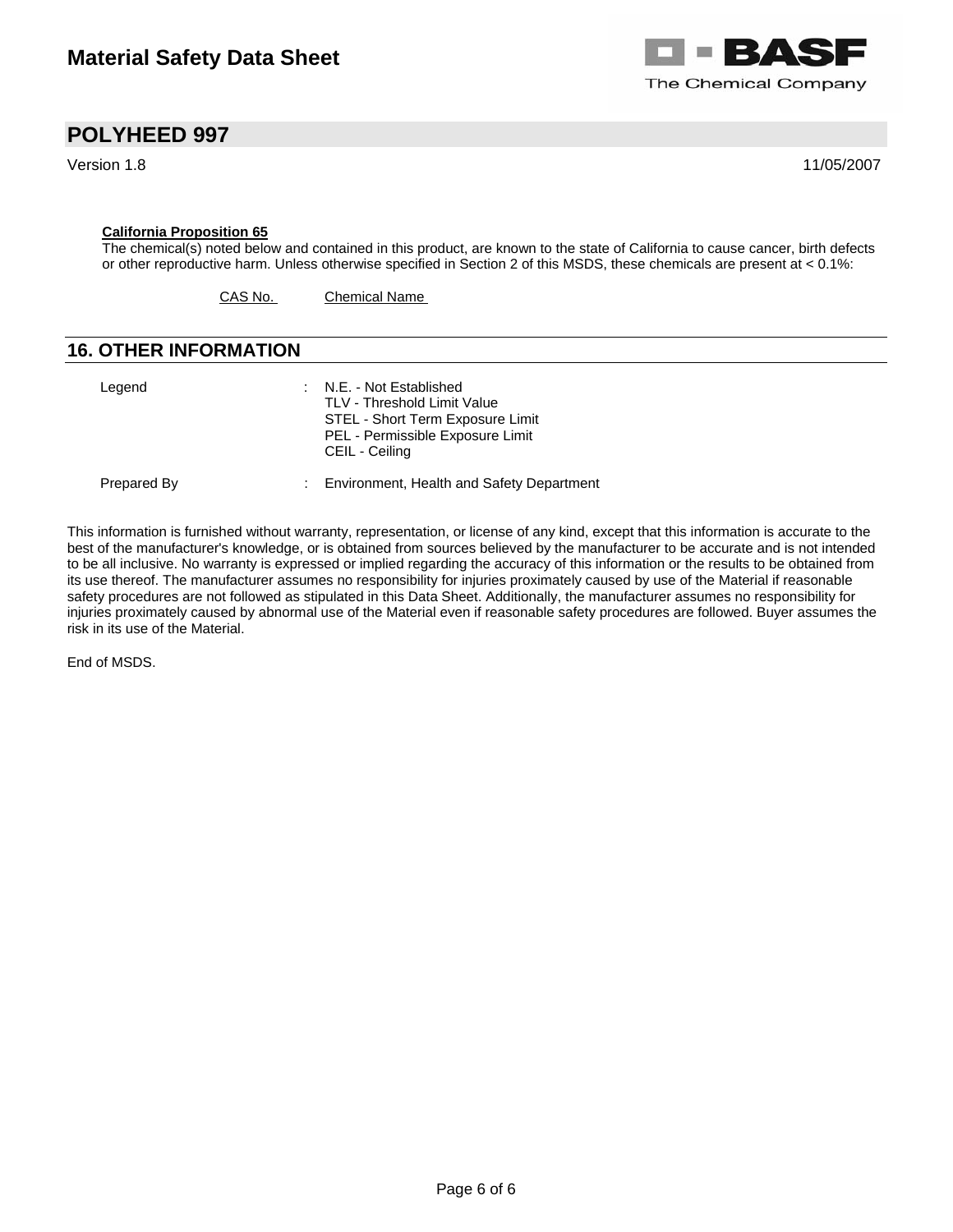**California Proposition 65**

The chemical(s) noted below and contained in this product, are known to the state of California to cause cancer, birth defects or other reproductive harm. Unless otherwise specified in Section 2 of this MSDS, these chemicals are present at < 0.1%:

| CAS No. | Chemical Name |
|---|---|

## 16. OTHER INFORMATION

Legend : N.E. - Not Established
TLV - Threshold Limit Value
STEL - Short Term Exposure Limit
PEL - Permissible Exposure Limit
CEIL - Ceiling

Prepared By : Environment, Health and Safety Department

This information is furnished without warranty, representation, or license of any kind, except that this information is accurate to the best of the manufacturer's knowledge, or is obtained from sources believed by the manufacturer to be accurate and is not intended to be all inclusive. No warranty is expressed or implied regarding the accuracy of this information or the results to be obtained from its use thereof. The manufacturer assumes no responsibility for injuries proximately caused by use of the Material if reasonable safety procedures are not followed as stipulated in this Data Sheet. Additionally, the manufacturer assumes no responsibility for injuries proximately caused by abnormal use of the Material even if reasonable safety procedures are followed. Buyer assumes the risk in its use of the Material.

End of MSDS.